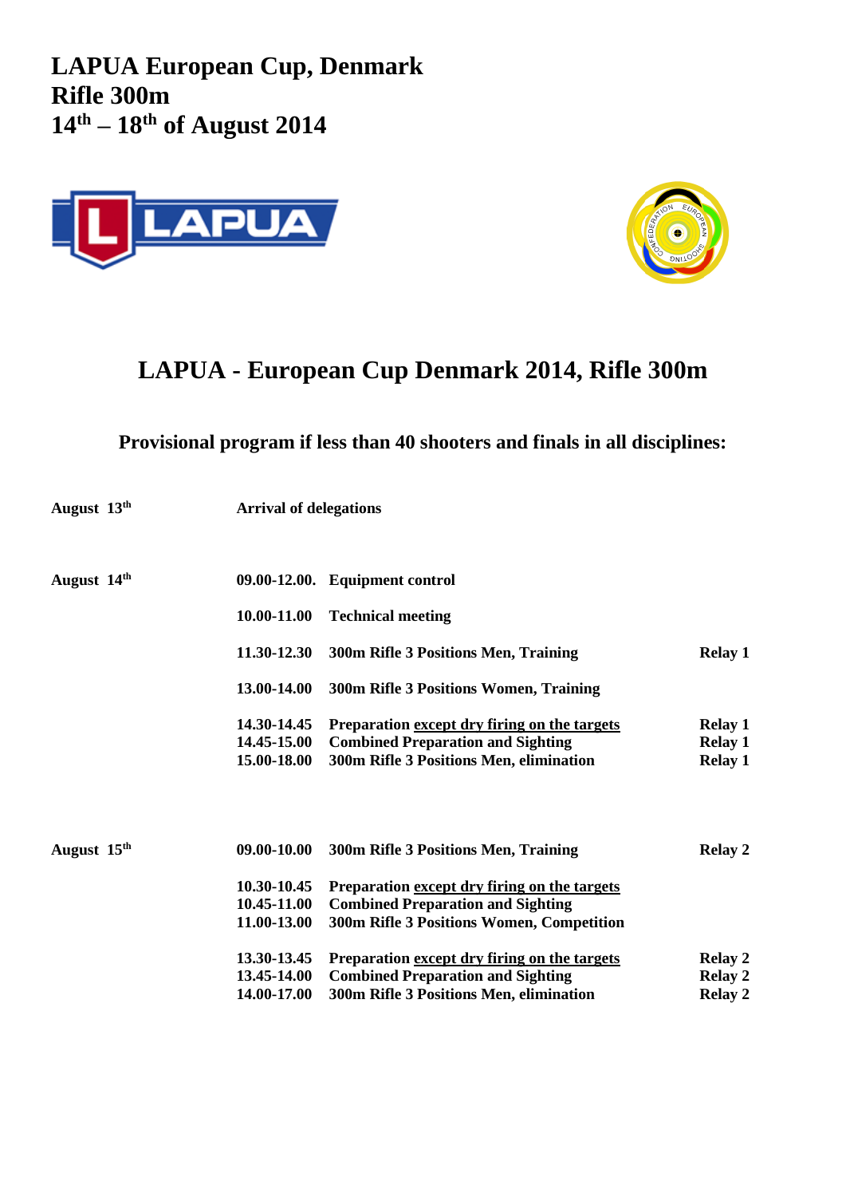# LAPUA European Cup, Denmark
# Rifle 300m
# 14th – 18th of August 2014

## LAPUA - European Cup Denmark 2014, Rifle 300m

### Provisional program if less than 40 shooters and finals in all disciplines:

| | | | |
|---|---|---|---|
| **August 13th** | **Arrival of delegations** | | |
| **August 14th** | **09.00-12.00.** | **Equipment control** | |
| | **10.00-11.00** | **Technical meeting** | |
| | **11.30-12.30** | **300m Rifle 3 Positions Men, Training** | **Relay 1** |
| | **13.00-14.00** | **300m Rifle 3 Positions Women, Training** | |
| | **14.30-14.45** | **Preparation <u>except dry firing on the targets</u>** | **Relay 1** |
| | **14.45-15.00** | **Combined Preparation and Sighting** | **Relay 1** |
| | **15.00-18.00** | **300m Rifle 3 Positions Men, elimination** | **Relay 1** |
| **August 15th** | **09.00-10.00** | **300m Rifle 3 Positions Men, Training** | **Relay 2** |
| | **10.30-10.45** | **Preparation <u>except dry firing on the targets</u>** | |
| | **10.45-11.00** | **Combined Preparation and Sighting** | |
| | **11.00-13.00** | **300m Rifle 3 Positions Women, Competition** | |
| | **13.30-13.45** | **Preparation <u>except dry firing on the targets</u>** | **Relay 2** |
| | **13.45-14.00** | **Combined Preparation and Sighting** | **Relay 2** |
| | **14.00-17.00** | **300m Rifle 3 Positions Men, elimination** | **Relay 2** |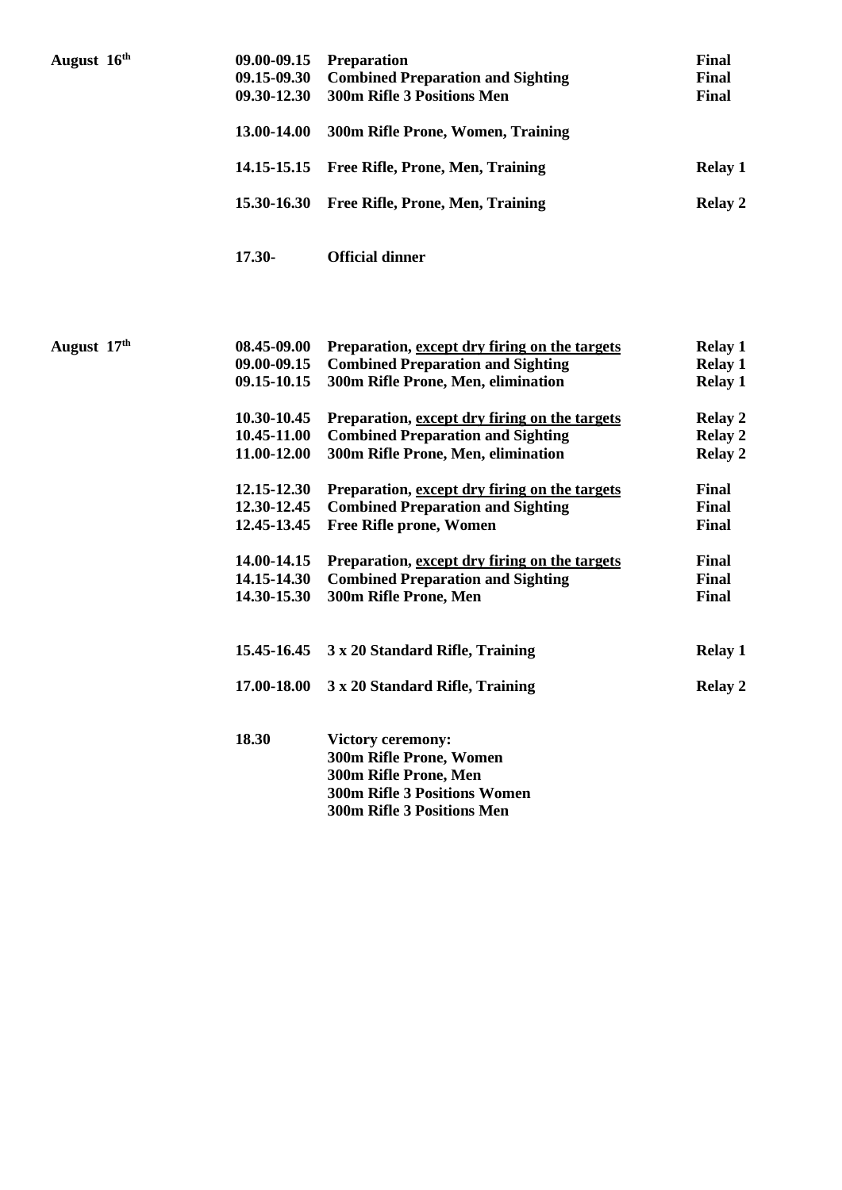| | | | |
|---|---|---|---|
| **August 16th** | **09.00-09.15** | **Preparation** | **Final** |
| | **09.15-09.30** | **Combined Preparation and Sighting** | **Final** |
| | **09.30-12.30** | **300m Rifle 3 Positions Men** | **Final** |
| | **13.00-14.00** | **300m Rifle Prone, Women, Training** | |
| | **14.15-15.15** | **Free Rifle, Prone, Men, Training** | **Relay 1** |
| | **15.30-16.30** | **Free Rifle, Prone, Men, Training** | **Relay 2** |
| | **17.30-** | **Official dinner** | |
| **August 17th** | **08.45-09.00** | **Preparation, <u>except dry firing on the targets</u>** | **Relay 1** |
| | **09.00-09.15** | **Combined Preparation and Sighting** | **Relay 1** |
| | **09.15-10.15** | **300m Rifle Prone, Men, elimination** | **Relay 1** |
| | **10.30-10.45** | **Preparation, <u>except dry firing on the targets</u>** | **Relay 2** |
| | **10.45-11.00** | **Combined Preparation and Sighting** | **Relay 2** |
| | **11.00-12.00** | **300m Rifle Prone, Men, elimination** | **Relay 2** |
| | **12.15-12.30** | **Preparation, <u>except dry firing on the targets</u>** | **Final** |
| | **12.30-12.45** | **Combined Preparation and Sighting** | **Final** |
| | **12.45-13.45** | **Free Rifle prone, Women** | **Final** |
| | **14.00-14.15** | **Preparation, <u>except dry firing on the targets</u>** | **Final** |
| | **14.15-14.30** | **Combined Preparation and Sighting** | **Final** |
| | **14.30-15.30** | **300m Rifle Prone, Men** | **Final** |
| | **15.45-16.45** | **3 x 20 Standard Rifle, Training** | **Relay 1** |
| | **17.00-18.00** | **3 x 20 Standard Rifle, Training** | **Relay 2** |
| | **18.30** | **Victory ceremony:**<br>**300m Rifle Prone, Women**<br>**300m Rifle Prone, Men**<br>**300m Rifle 3 Positions Women**<br>**300m Rifle 3 Positions Men** | |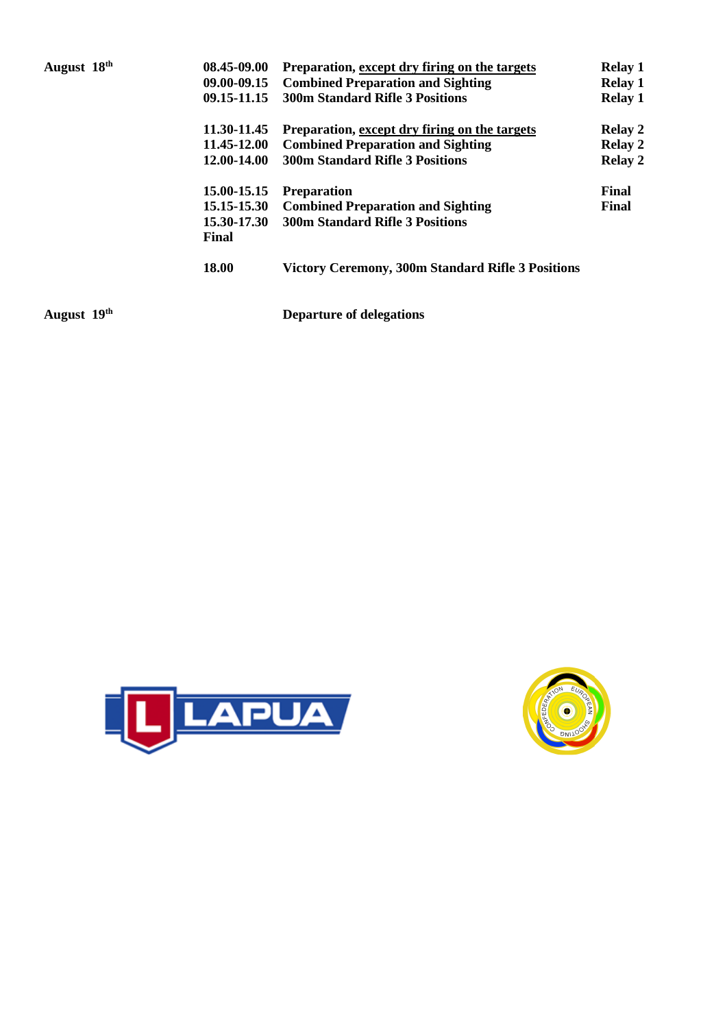| | | | |
|---|---|---|---|
| **August 18th** | **08.45-09.00** | **Preparation, except dry firing on the targets** | **Relay 1** |
| | **09.00-09.15** | **Combined Preparation and Sighting** | **Relay 1** |
| | **09.15-11.15** | **300m Standard Rifle 3 Positions** | **Relay 1** |
| | **11.30-11.45** | **Preparation, except dry firing on the targets** | **Relay 2** |
| | **11.45-12.00** | **Combined Preparation and Sighting** | **Relay 2** |
| | **12.00-14.00** | **300m Standard Rifle 3 Positions** | **Relay 2** |
| | **15.00-15.15** | **Preparation** | **Final** |
| | **15.15-15.30** | **Combined Preparation and Sighting** | **Final** |
| | **15.30-17.30 Final** | **300m Standard Rifle 3 Positions** | |
| | **18.00** | **Victory Ceremony, 300m Standard Rifle 3 Positions** | |
| **August 19th** | | **Departure of delegations** | |